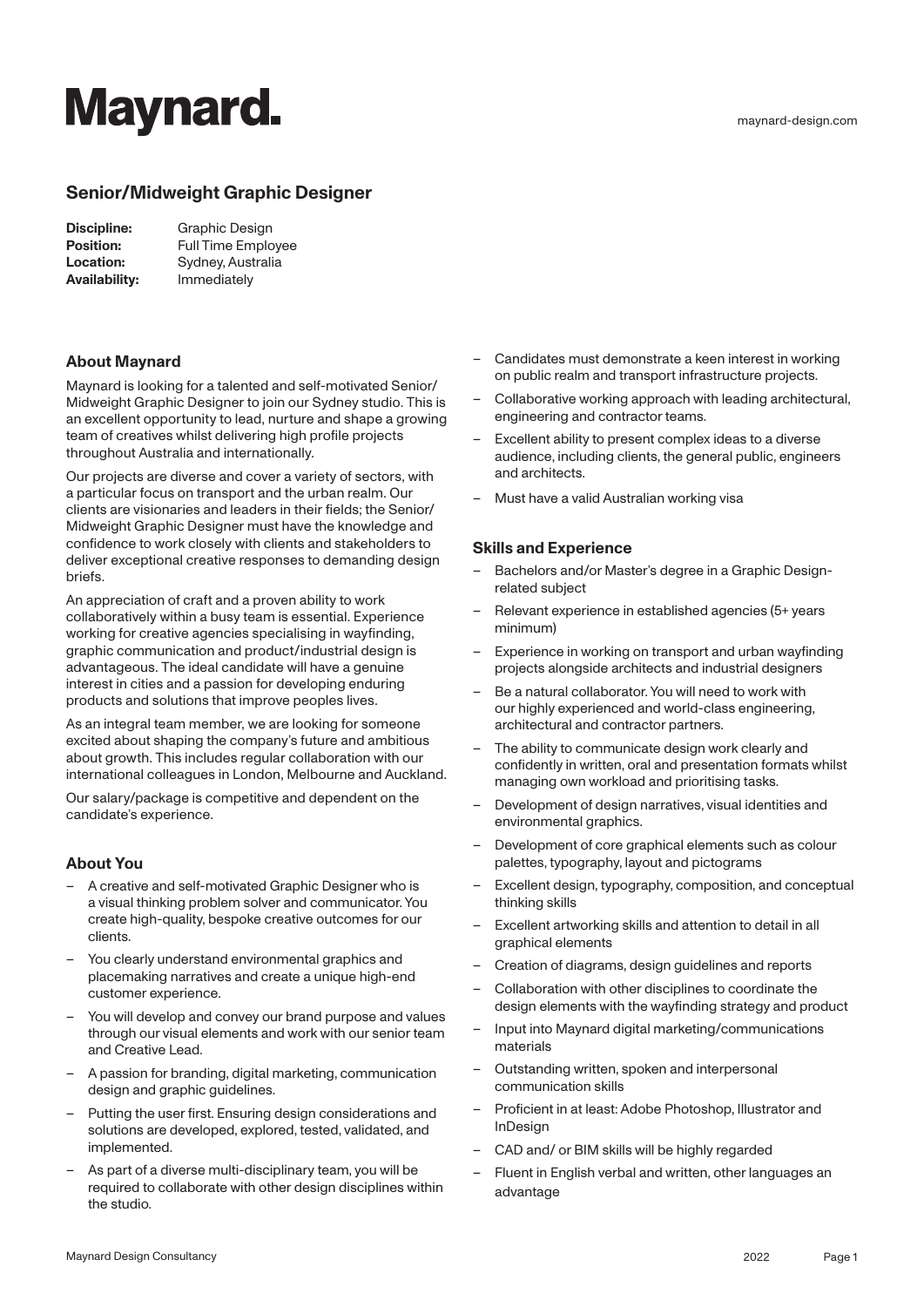# Maynard.

maynard-design.com

## Senior/Midweight Graphic Designer

**Discipline:** Graphic Design
**Position:** Full Time Employee
**Location:** Sydney, Australia
**Availability:** Immediately

### About Maynard

Maynard is looking for a talented and self-motivated Senior/ Midweight Graphic Designer to join our Sydney studio. This is an excellent opportunity to lead, nurture and shape a growing team of creatives whilst delivering high profile projects throughout Australia and internationally.

Our projects are diverse and cover a variety of sectors, with a particular focus on transport and the urban realm. Our clients are visionaries and leaders in their fields; the Senior/ Midweight Graphic Designer must have the knowledge and confidence to work closely with clients and stakeholders to deliver exceptional creative responses to demanding design briefs.

An appreciation of craft and a proven ability to work collaboratively within a busy team is essential. Experience working for creative agencies specialising in wayfinding, graphic communication and product/industrial design is advantageous. The ideal candidate will have a genuine interest in cities and a passion for developing enduring products and solutions that improve peoples lives.

As an integral team member, we are looking for someone excited about shaping the company's future and ambitious about growth. This includes regular collaboration with our international colleagues in London, Melbourne and Auckland.

Our salary/package is competitive and dependent on the candidate's experience.

### About You

- A creative and self-motivated Graphic Designer who is a visual thinking problem solver and communicator. You create high-quality, bespoke creative outcomes for our clients.
- You clearly understand environmental graphics and placemaking narratives and create a unique high-end customer experience.
- You will develop and convey our brand purpose and values through our visual elements and work with our senior team and Creative Lead.
- A passion for branding, digital marketing, communication design and graphic guidelines.
- Putting the user first. Ensuring design considerations and solutions are developed, explored, tested, validated, and implemented.
- As part of a diverse multi-disciplinary team, you will be required to collaborate with other design disciplines within the studio.
- Candidates must demonstrate a keen interest in working on public realm and transport infrastructure projects.
- Collaborative working approach with leading architectural, engineering and contractor teams.
- Excellent ability to present complex ideas to a diverse audience, including clients, the general public, engineers and architects.
- Must have a valid Australian working visa

### Skills and Experience

- Bachelors and/or Master's degree in a Graphic Design-related subject
- Relevant experience in established agencies (5+ years minimum)
- Experience in working on transport and urban wayfinding projects alongside architects and industrial designers
- Be a natural collaborator. You will need to work with our highly experienced and world-class engineering, architectural and contractor partners.
- The ability to communicate design work clearly and confidently in written, oral and presentation formats whilst managing own workload and prioritising tasks.
- Development of design narratives, visual identities and environmental graphics.
- Development of core graphical elements such as colour palettes, typography, layout and pictograms
- Excellent design, typography, composition, and conceptual thinking skills
- Excellent artworking skills and attention to detail in all graphical elements
- Creation of diagrams, design guidelines and reports
- Collaboration with other disciplines to coordinate the design elements with the wayfinding strategy and product
- Input into Maynard digital marketing/communications materials
- Outstanding written, spoken and interpersonal communication skills
- Proficient in at least: Adobe Photoshop, Illustrator and InDesign
- CAD and/ or BIM skills will be highly regarded
- Fluent in English verbal and written, other languages an advantage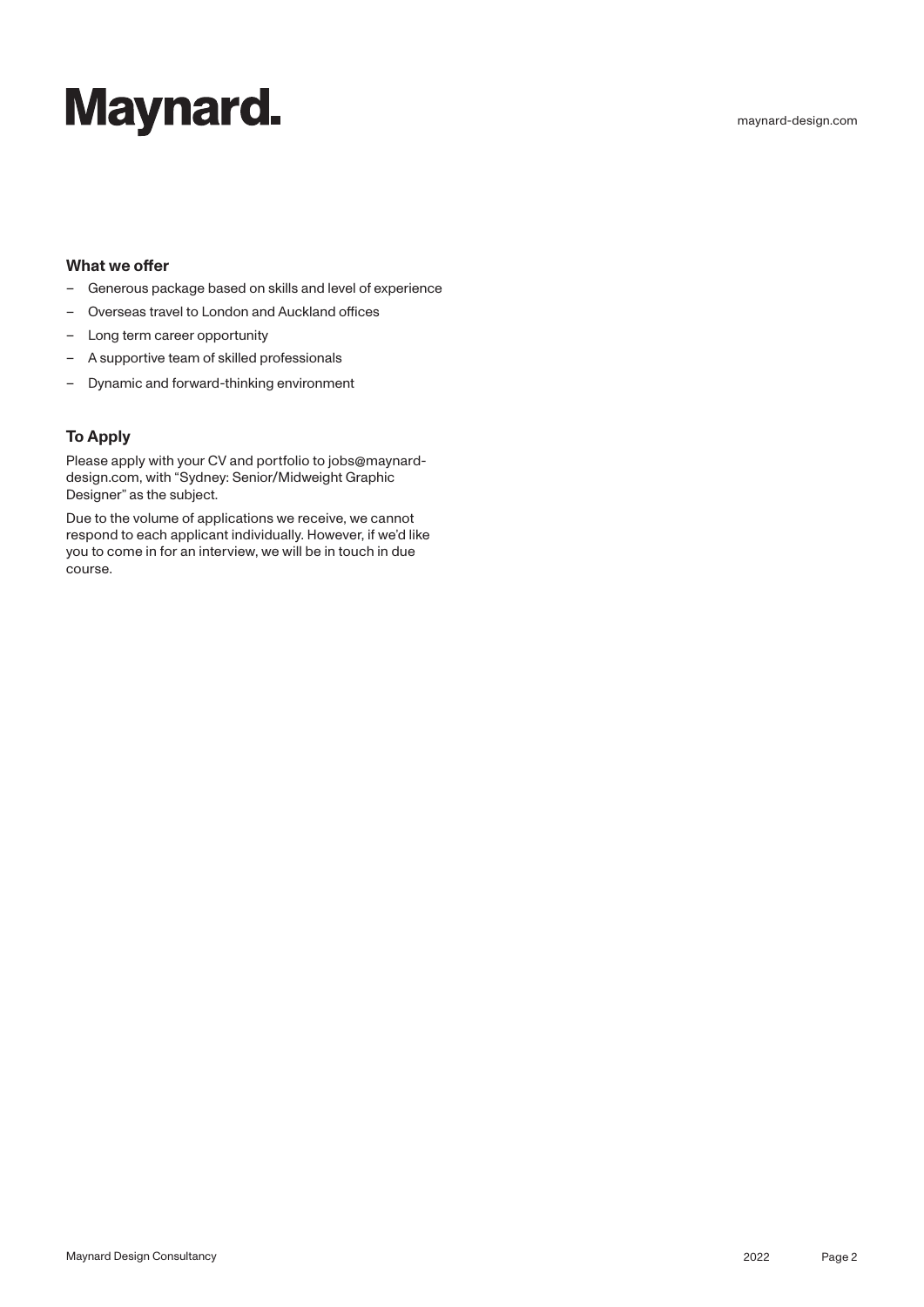### What we offer

- Generous package based on skills and level of experience
- Overseas travel to London and Auckland offices
- Long term career opportunity
- A supportive team of skilled professionals
- Dynamic and forward-thinking environment

### To Apply

Please apply with your CV and portfolio to jobs@maynard-design.com, with "Sydney: Senior/Midweight Graphic Designer" as the subject.

Due to the volume of applications we receive, we cannot respond to each applicant individually. However, if we'd like you to come in for an interview, we will be in touch in due course.